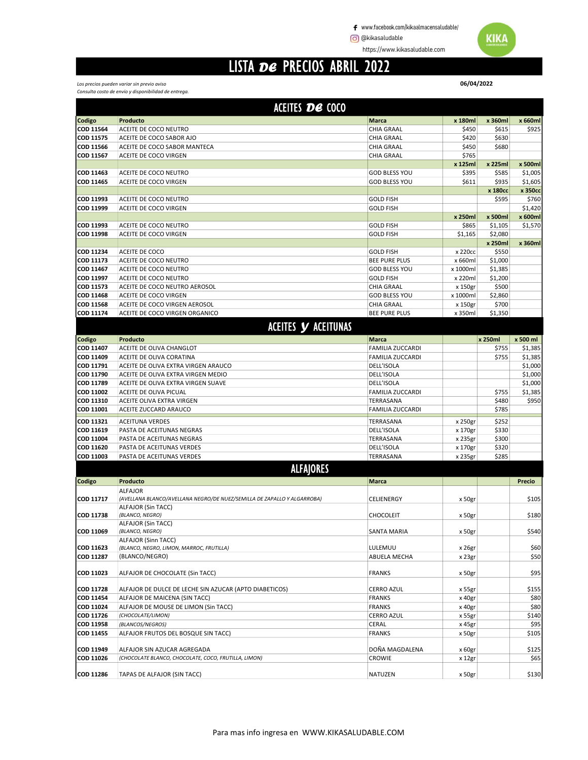www.facebook.com/kikaalmacensaludable/
@kikasaludable
https://www.kikasaludable.com

# LISTA DE PRECIOS ABRIL 2022

*Los precios pueden variar sin previo aviso*
*Consulta costo de envio y disponibilidad de entrega.*

**06/04/2022**

## ACEITES DE COCO

| Codigo | Producto | Marca | x 180ml | x 360ml | x 660ml |
|---|---|---|---|---|---|
| COD 11564 | ACEITE DE COCO NEUTRO | CHIA GRAAL | $450 | $615 | $925 |
| COD 11575 | ACEITE DE COCO SABOR AJO | CHIA GRAAL | $420 | $630 | |
| COD 11566 | ACEITE DE COCO SABOR MANTECA | CHIA GRAAL | $450 | $680 | |
| COD 11567 | ACEITE DE COCO VIRGEN | CHIA GRAAL | $765 | | |
| | | | x 125ml | x 225ml | x 500ml |
| COD 11463 | ACEITE DE COCO NEUTRO | GOD BLESS YOU | $395 | $585 | $1,005 |
| COD 11465 | ACEITE DE COCO VIRGEN | GOD BLESS YOU | $611 | $935 | $1,605 |
| | | | | x 180cc | x 350cc |
| COD 11993 | ACEITE DE COCO NEUTRO | GOLD FISH | | $595 | $760 |
| COD 11999 | ACEITE DE COCO VIRGEN | GOLD FISH | | | $1,420 |
| | | | x 250ml | x 500ml | x 600ml |
| COD 11993 | ACEITE DE COCO NEUTRO | GOLD FISH | $865 | $1,105 | $1,570 |
| COD 11998 | ACEITE DE COCO VIRGEN | GOLD FISH | $1,165 | $2,080 | |
| | | | | x 250ml | x 360ml |
| COD 11234 | ACEITE DE COCO | GOLD FISH | x 220cc | $550 | |
| COD 11173 | ACEITE DE COCO NEUTRO | BEE PURE PLUS | x 660ml | $1,000 | |
| COD 11467 | ACEITE DE COCO NEUTRO | GOD BLESS YOU | x 1000ml | $1,385 | |
| COD 11997 | ACEITE DE COCO NEUTRO | GOLD FISH | x 220ml | $1,200 | |
| COD 11573 | ACEITE DE COCO NEUTRO AEROSOL | CHIA GRAAL | x 150gr | $500 | |
| COD 11468 | ACEITE DE COCO VIRGEN | GOD BLESS YOU | x 1000ml | $2,860 | |
| COD 11568 | ACEITE DE COCO VIRGEN AEROSOL | CHIA GRAAL | x 150gr | $700 | |
| COD 11174 | ACEITE DE COCO VIRGEN ORGANICO | BEE PURE PLUS | x 350ml | $1,350 | |

## ACEITES Y ACEITUNAS

| Codigo | Producto | Marca | | x 250ml | x 500 ml |
|---|---|---|---|---|---|
| COD 11407 | ACEITE DE OLIVA CHANGLOT | FAMILIA ZUCCARDI | | $755 | $1,385 |
| COD 11409 | ACEITE DE OLIVA CORATINA | FAMILIA ZUCCARDI | | $755 | $1,385 |
| COD 11791 | ACEITE DE OLIVA EXTRA VIRGEN ARAUCO | DELL'ISOLA | | | $1,000 |
| COD 11790 | ACEITE DE OLIVA EXTRA VIRGEN MEDIO | DELL'ISOLA | | | $1,000 |
| COD 11789 | ACEITE DE OLIVA EXTRA VIRGEN SUAVE | DELL'ISOLA | | | $1,000 |
| COD 11002 | ACEITE DE OLIVA PICUAL | FAMILIA ZUCCARDI | | $755 | $1,385 |
| COD 11310 | ACEITE OLIVA EXTRA VIRGEN | TERRASANA | | $480 | $950 |
| COD 11001 | ACEITE ZUCCARD ARAUCO | FAMILIA ZUCCARDI | | $785 | |
| COD 11321 | ACEITUNA VERDES | TERRASANA | x 250gr | $252 | |
| COD 11619 | PASTA DE ACEITUNAS NEGRAS | DELL'ISOLA | x 170gr | $330 | |
| COD 11004 | PASTA DE ACEITUNAS NEGRAS | TERRASANA | x 235gr | $300 | |
| COD 11620 | PASTA DE ACEITUNAS VERDES | DELL'ISOLA | x 170gr | $320 | |
| COD 11003 | PASTA DE ACEITUNAS VERDES | TERRASANA | x 235gr | $285 | |

## ALFAJORES

| Codigo | Producto | Marca | | | Precio |
|---|---|---|---|---|---|
| COD 11717 | ALFAJOR *(AVELLANA BLANCO/AVELLANA NEGRO/DE NUEZ/SEMILLA DE ZAPALLO Y ALGARROBA)* | CELIENERGY | x 50gr | | $105 |
| COD 11738 | ALFAJOR (Sin TACC) *(BLANCO, NEGRO)* | CHOCOLEIT | x 50gr | | $180 |
| COD 11069 | ALFAJOR (Sin TACC) *(BLANCO, NEGRO)* | SANTA MARIA | x 50gr | | $540 |
| COD 11623 | ALFAJOR (Sinn TACC) *(BLANCO, NEGRO, LIMON, MARROC, FRUTILLA)* | LULEMUU | x 26gr | | $60 |
| COD 11287 | (BLANCO/NEGRO) | ABUELA MECHA | x 23gr | | $50 |
| COD 11023 | ALFAJOR DE CHOCOLATE (Sin TACC) | FRANKS | x 50gr | | $95 |
| COD 11728 | ALFAJOR DE DULCE DE LECHE SIN AZUCAR (APTO DIABETICOS) | CERRO AZUL | x 55gr | | $155 |
| COD 11454 | ALFAJOR DE MAICENA (SIN TACC) | FRANKS | x 40gr | | $80 |
| COD 11024 | ALFAJOR DE MOUSE DE LIMON (Sin TACC) | FRANKS | x 40gr | | $80 |
| COD 11726 | *(CHOCOLATE/LIMON)* | CERRO AZUL | x 55gr | | $140 |
| COD 11958 | *(BLANCOS/NEGROS)* | CERAL | x 45gr | | $95 |
| COD 11455 | ALFAJOR FRUTOS DEL BOSQUE SIN TACC) | FRANKS | x 50gr | | $105 |
| COD 11949 | ALFAJOR SIN AZUCAR AGREGADA | DOÑA MAGDALENA | x 60gr | | $125 |
| COD 11026 | *(CHOCOLATE BLANCO, CHOCOLATE, COCO, FRUTILLA, LIMON)* | CROWIE | x 12gr | | $65 |
| COD 11286 | TAPAS DE ALFAJOR (SIN TACC) | NATUZEN | x 50gr | | $130 |

Para mas info ingresa en WWW.KIKASALUDABLE.COM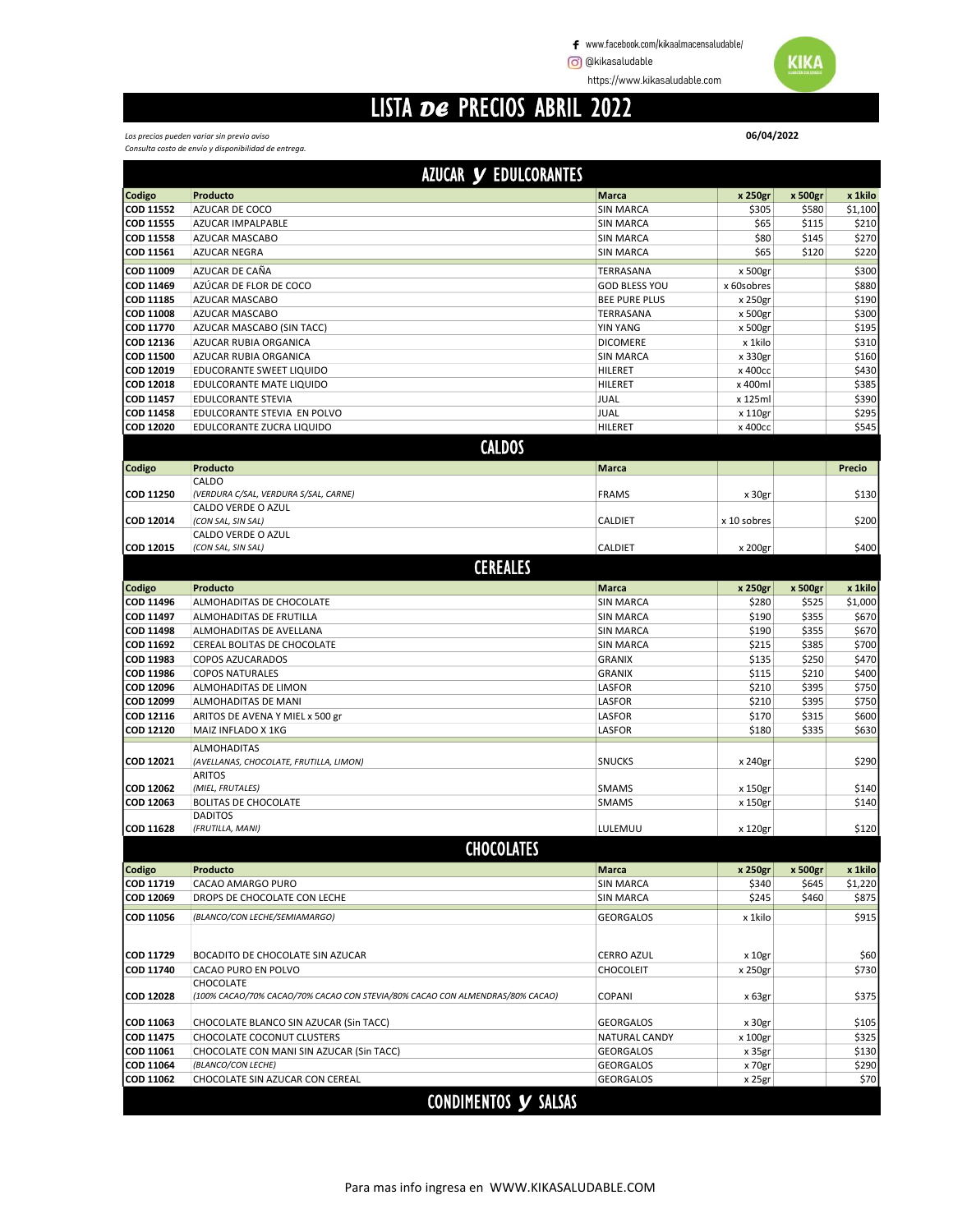www.facebook.com/kikaalmacensaludable/

@kikasaludable

https://www.kikasaludable.com

# LISTA DE PRECIOS ABRIL 2022

*Los precios pueden variar sin previo aviso*
*Consulta costo de envío y disponibilidad de entrega.*

**06/04/2022**

## AZUCAR Y EDULCORANTES

| Codigo | Producto | Marca | x 250gr | x 500gr | x 1kilo |
|---|---|---|---|---|---|
| COD 11552 | AZUCAR DE COCO | SIN MARCA | $305 | $580 | $1,100 |
| COD 11555 | AZUCAR IMPALPABLE | SIN MARCA | $65 | $115 | $210 |
| COD 11558 | AZUCAR MASCABO | SIN MARCA | $80 | $145 | $270 |
| COD 11561 | AZUCAR NEGRA | SIN MARCA | $65 | $120 | $220 |
| COD 11009 | AZUCAR DE CAÑA | TERRASANA | x 500gr | | $300 |
| COD 11469 | AZÚCAR DE FLOR DE COCO | GOD BLESS YOU | x 60sobres | | $880 |
| COD 11185 | AZUCAR MASCABO | BEE PURE PLUS | x 250gr | | $190 |
| COD 11008 | AZUCAR MASCABO | TERRASANA | x 500gr | | $300 |
| COD 11770 | AZUCAR MASCABO (SIN TACC) | YIN YANG | x 500gr | | $195 |
| COD 12136 | AZUCAR RUBIA ORGANICA | DICOMERE | x 1kilo | | $310 |
| COD 11500 | AZUCAR RUBIA ORGANICA | SIN MARCA | x 330gr | | $160 |
| COD 12019 | EDUCORANTE SWEET LIQUIDO | HILERET | x 400cc | | $430 |
| COD 12018 | EDULCORANTE MATE LIQUIDO | HILERET | x 400ml | | $385 |
| COD 11457 | EDULCORANTE STEVIA | JUAL | x 125ml | | $390 |
| COD 11458 | EDULCORANTE STEVIA EN POLVO | JUAL | x 110gr | | $295 |
| COD 12020 | EDULCORANTE ZUCRA LIQUIDO | HILERET | x 400cc | | $545 |

## CALDOS

| Codigo | Producto | Marca | | | Precio |
|---|---|---|---|---|---|
| COD 11250 | CALDO *(VERDURA C/SAL, VERDURA S/SAL, CARNE)* | FRAMS | x 30gr | | $130 |
| COD 12014 | CALDO VERDE O AZUL *(CON SAL, SIN SAL)* | CALDIET | x 10 sobres | | $200 |
| COD 12015 | CALDO VERDE O AZUL *(CON SAL, SIN SAL)* | CALDIET | x 200gr | | $400 |

## CEREALES

| Codigo | Producto | Marca | x 250gr | x 500gr | x 1kilo |
|---|---|---|---|---|---|
| COD 11496 | ALMOHADITAS DE CHOCOLATE | SIN MARCA | $280 | $525 | $1,000 |
| COD 11497 | ALMOHADITAS DE FRUTILLA | SIN MARCA | $190 | $355 | $670 |
| COD 11498 | ALMOHADITAS DE AVELLANA | SIN MARCA | $190 | $355 | $670 |
| COD 11692 | CEREAL BOLITAS DE CHOCOLATE | SIN MARCA | $215 | $385 | $700 |
| COD 11983 | COPOS AZUCARADOS | GRANIX | $135 | $250 | $470 |
| COD 11986 | COPOS NATURALES | GRANIX | $115 | $210 | $400 |
| COD 12096 | ALMOHADITAS DE LIMON | LASFOR | $210 | $395 | $750 |
| COD 12099 | ALMOHADITAS DE MANI | LASFOR | $210 | $395 | $750 |
| COD 12116 | ARITOS DE AVENA Y MIEL x 500 gr | LASFOR | $170 | $315 | $600 |
| COD 12120 | MAIZ INFLADO X 1KG | LASFOR | $180 | $335 | $630 |
| COD 12021 | ALMOHADITAS *(AVELLANAS, CHOCOLATE, FRUTILLA, LIMON)* | SNUCKS | x 240gr | | $290 |
| COD 12062 | ARITOS *(MIEL, FRUTALES)* | SMAMS | x 150gr | | $140 |
| COD 12063 | BOLITAS DE CHOCOLATE | SMAMS | x 150gr | | $140 |
| COD 11628 | DADITOS *(FRUTILLA, MANI)* | LULEMUU | x 120gr | | $120 |

## CHOCOLATES

| Codigo | Producto | Marca | x 250gr | x 500gr | x 1kilo |
|---|---|---|---|---|---|
| COD 11719 | CACAO AMARGO PURO | SIN MARCA | $340 | $645 | $1,220 |
| COD 12069 | DROPS DE CHOCOLATE CON LECHE | SIN MARCA | $245 | $460 | $875 |
| COD 11056 | *(BLANCO/CON LECHE/SEMIAMARGO)* | GEORGALOS | x 1kilo | | $915 |
| COD 11729 | BOCADITO DE CHOCOLATE SIN AZUCAR | CERRO AZUL | x 10gr | | $60 |
| COD 11740 | CACAO PURO EN POLVO | CHOCOLEIT | x 250gr | | $730 |
| COD 12028 | CHOCOLATE *(100% CACAO/70% CACAO/70% CACAO CON STEVIA/80% CACAO CON ALMENDRAS/80% CACAO)* | COPANI | x 63gr | | $375 |
| COD 11063 | CHOCOLATE BLANCO SIN AZUCAR (Sin TACC) | GEORGALOS | x 30gr | | $105 |
| COD 11475 | CHOCOLATE COCONUT CLUSTERS | NATURAL CANDY | x 100gr | | $325 |
| COD 11061 | CHOCOLATE CON MANI SIN AZUCAR (Sin TACC) | GEORGALOS | x 35gr | | $130 |
| COD 11064 | *(BLANCO/CON LECHE)* | GEORGALOS | x 70gr | | $290 |
| COD 11062 | CHOCOLATE SIN AZUCAR CON CEREAL | GEORGALOS | x 25gr | | $70 |

## CONDIMENTOS Y SALSAS

Para mas info ingresa en WWW.KIKASALUDABLE.COM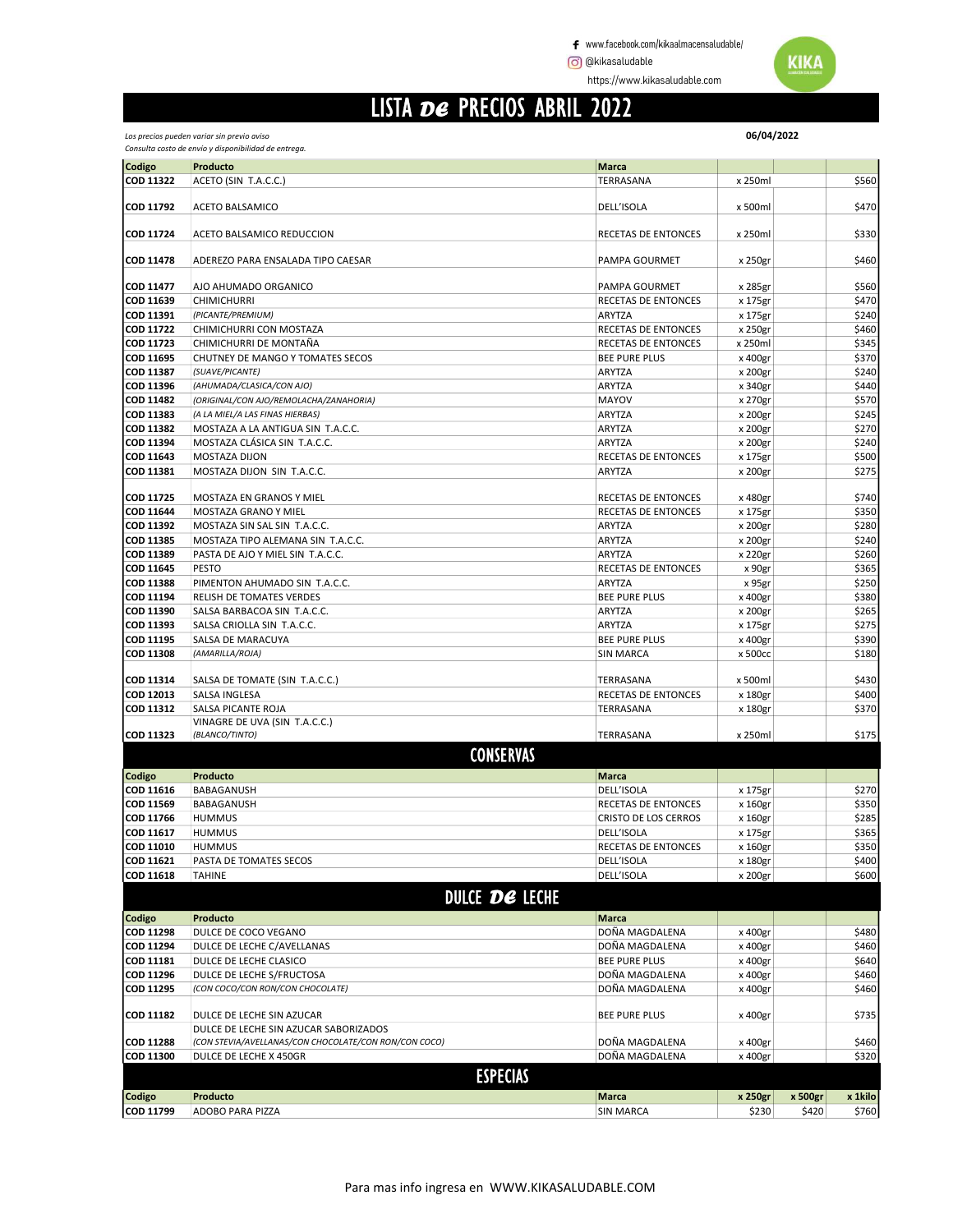www.facebook.com/kikaalmacensaludable/
@kikasaludable
https://www.kikasaludable.com

# LISTA DE PRECIOS ABRIL 2022

*Los precios pueden variar sin previo aviso*
*Consulta costo de envío y disponibilidad de entrega.*

**06/04/2022**

| Codigo | Producto | Marca | | | |
|---|---|---|---|---|---|
| COD 11322 | ACETO (SIN T.A.C.C.) | TERRASANA | x 250ml | | $560 |
| COD 11792 | ACETO BALSAMICO | DELL'ISOLA | x 500ml | | $470 |
| COD 11724 | ACETO BALSAMICO REDUCCION | RECETAS DE ENTONCES | x 250ml | | $330 |
| COD 11478 | ADEREZO PARA ENSALADA TIPO CAESAR | PAMPA GOURMET | x 250gr | | $460 |
| COD 11477 | AJO AHUMADO ORGANICO | PAMPA GOURMET | x 285gr | | $560 |
| COD 11639 | CHIMICHURRI | RECETAS DE ENTONCES | x 175gr | | $470 |
| COD 11391 | *(PICANTE/PREMIUM)* | ARYTZA | x 175gr | | $240 |
| COD 11722 | CHIMICHURRI CON MOSTAZA | RECETAS DE ENTONCES | x 250gr | | $460 |
| COD 11723 | CHIMICHURRI DE MONTAÑA | RECETAS DE ENTONCES | x 250ml | | $345 |
| COD 11695 | CHUTNEY DE MANGO Y TOMATES SECOS | BEE PURE PLUS | x 400gr | | $370 |
| COD 11387 | *(SUAVE/PICANTE)* | ARYTZA | x 200gr | | $240 |
| COD 11396 | *(AHUMADA/CLASICA/CON AJO)* | ARYTZA | x 340gr | | $440 |
| COD 11482 | *(ORIGINAL/CON AJO/REMOLACHA/ZANAHORIA)* | MAYOV | x 270gr | | $570 |
| COD 11383 | *(A LA MIEL/A LAS FINAS HIERBAS)* | ARYTZA | x 200gr | | $245 |
| COD 11382 | MOSTAZA A LA ANTIGUA SIN T.A.C.C. | ARYTZA | x 200gr | | $270 |
| COD 11394 | MOSTAZA CLÁSICA SIN T.A.C.C. | ARYTZA | x 200gr | | $240 |
| COD 11643 | MOSTAZA DIJON | RECETAS DE ENTONCES | x 175gr | | $500 |
| COD 11381 | MOSTAZA DIJON SIN T.A.C.C. | ARYTZA | x 200gr | | $275 |
| COD 11725 | MOSTAZA EN GRANOS Y MIEL | RECETAS DE ENTONCES | x 480gr | | $740 |
| COD 11644 | MOSTAZA GRANO Y MIEL | RECETAS DE ENTONCES | x 175gr | | $350 |
| COD 11392 | MOSTAZA SIN SAL SIN T.A.C.C. | ARYTZA | x 200gr | | $280 |
| COD 11385 | MOSTAZA TIPO ALEMANA SIN T.A.C.C. | ARYTZA | x 200gr | | $240 |
| COD 11389 | PASTA DE AJO Y MIEL SIN T.A.C.C. | ARYTZA | x 220gr | | $260 |
| COD 11645 | PESTO | RECETAS DE ENTONCES | x 90gr | | $365 |
| COD 11388 | PIMENTON AHUMADO SIN T.A.C.C. | ARYTZA | x 95gr | | $250 |
| COD 11194 | RELISH DE TOMATES VERDES | BEE PURE PLUS | x 400gr | | $380 |
| COD 11390 | SALSA BARBACOA SIN T.A.C.C. | ARYTZA | x 200gr | | $265 |
| COD 11393 | SALSA CRIOLLA SIN T.A.C.C. | ARYTZA | x 175gr | | $275 |
| COD 11195 | SALSA DE MARACUYA | BEE PURE PLUS | x 400gr | | $390 |
| COD 11308 | *(AMARILLA/ROJA)* | SIN MARCA | x 500cc | | $180 |
| COD 11314 | SALSA DE TOMATE (SIN T.A.C.C.) | TERRASANA | x 500ml | | $430 |
| COD 12013 | SALSA INGLESA | RECETAS DE ENTONCES | x 180gr | | $400 |
| COD 11312 | SALSA PICANTE ROJA | TERRASANA | x 180gr | | $370 |
| COD 11323 | VINAGRE DE UVA (SIN T.A.C.C.) *(BLANCO/TINTO)* | TERRASANA | x 250ml | | $175 |

## CONSERVAS

| Codigo | Producto | Marca | | | |
|---|---|---|---|---|---|
| COD 11616 | BABAGANUSH | DELL'ISOLA | x 175gr | | $270 |
| COD 11569 | BABAGANUSH | RECETAS DE ENTONCES | x 160gr | | $350 |
| COD 11766 | HUMMUS | CRISTO DE LOS CERROS | x 160gr | | $285 |
| COD 11617 | HUMMUS | DELL'ISOLA | x 175gr | | $365 |
| COD 11010 | HUMMUS | RECETAS DE ENTONCES | x 160gr | | $350 |
| COD 11621 | PASTA DE TOMATES SECOS | DELL'ISOLA | x 180gr | | $400 |
| COD 11618 | TAHINE | DELL'ISOLA | x 200gr | | $600 |

## DULCE DE LECHE

| Codigo | Producto | Marca | | | |
|---|---|---|---|---|---|
| COD 11298 | DULCE DE COCO VEGANO | DOÑA MAGDALENA | x 400gr | | $480 |
| COD 11294 | DULCE DE LECHE C/AVELLANAS | DOÑA MAGDALENA | x 400gr | | $460 |
| COD 11181 | DULCE DE LECHE CLASICO | BEE PURE PLUS | x 400gr | | $640 |
| COD 11296 | DULCE DE LECHE S/FRUCTOSA | DOÑA MAGDALENA | x 400gr | | $460 |
| COD 11295 | *(CON COCO/CON RON/CON CHOCOLATE)* | DOÑA MAGDALENA | x 400gr | | $460 |
| COD 11182 | DULCE DE LECHE SIN AZUCAR | BEE PURE PLUS | x 400gr | | $735 |
| COD 11288 | DULCE DE LECHE SIN AZUCAR SABORIZADOS *(CON STEVIA/AVELLANAS/CON CHOCOLATE/CON RON/CON COCO)* | DOÑA MAGDALENA | x 400gr | | $460 |
| COD 11300 | DULCE DE LECHE X 450GR | DOÑA MAGDALENA | x 400gr | | $320 |

## ESPECIAS

| Codigo | Producto | Marca | x 250gr | x 500gr | x 1kilo |
|---|---|---|---|---|---|
| COD 11799 | ADOBO PARA PIZZA | SIN MARCA | $230 | $420 | $760 |

Para mas info ingresa en WWW.KIKASALUDABLE.COM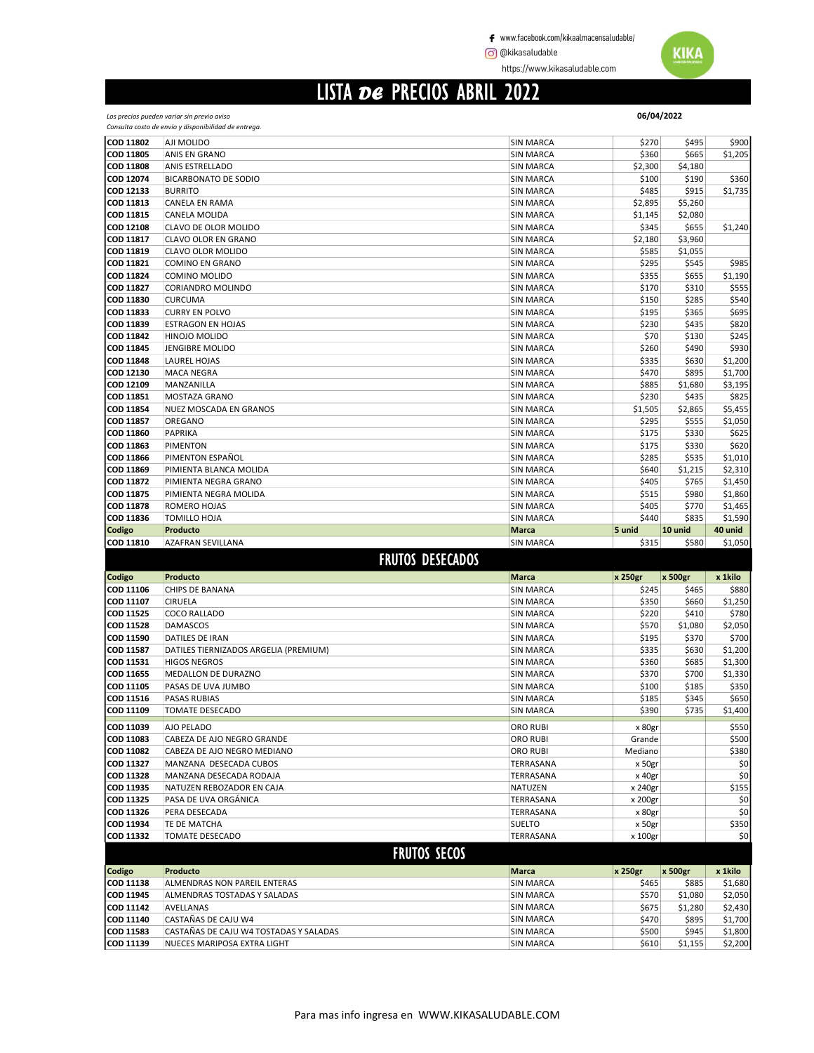www.facebook.com/kikaalmacensaludable/

@kikasaludable

https://www.kikasaludable.com

# LISTA DE PRECIOS ABRIL 2022

*Los precios pueden variar sin previo aviso*
*Consulta costo de envío y disponibilidad de entrega.*

**06/04/2022**

| | | | | | |
|---|---|---|---|---|---|
| COD 11802 | AJI MOLIDO | SIN MARCA | $270 | $495 | $900 |
| COD 11805 | ANIS EN GRANO | SIN MARCA | $360 | $665 | $1,205 |
| COD 11808 | ANIS ESTRELLADO | SIN MARCA | $2,300 | $4,180 | |
| COD 12074 | BICARBONATO DE SODIO | SIN MARCA | $100 | $190 | $360 |
| COD 12133 | BURRITO | SIN MARCA | $485 | $915 | $1,735 |
| COD 11813 | CANELA EN RAMA | SIN MARCA | $2,895 | $5,260 | |
| COD 11815 | CANELA MOLIDA | SIN MARCA | $1,145 | $2,080 | |
| COD 12108 | CLAVO DE OLOR MOLIDO | SIN MARCA | $345 | $655 | $1,240 |
| COD 11817 | CLAVO OLOR EN GRANO | SIN MARCA | $2,180 | $3,960 | |
| COD 11819 | CLAVO OLOR MOLIDO | SIN MARCA | $585 | $1,055 | |
| COD 11821 | COMINO EN GRANO | SIN MARCA | $295 | $545 | $985 |
| COD 11824 | COMINO MOLIDO | SIN MARCA | $355 | $655 | $1,190 |
| COD 11827 | CORIANDRO MOLINDO | SIN MARCA | $170 | $310 | $555 |
| COD 11830 | CURCUMA | SIN MARCA | $150 | $285 | $540 |
| COD 11833 | CURRY EN POLVO | SIN MARCA | $195 | $365 | $695 |
| COD 11839 | ESTRAGON EN HOJAS | SIN MARCA | $230 | $435 | $820 |
| COD 11842 | HINOJO MOLIDO | SIN MARCA | $70 | $130 | $245 |
| COD 11845 | JENGIBRE MOLIDO | SIN MARCA | $260 | $490 | $930 |
| COD 11848 | LAUREL HOJAS | SIN MARCA | $335 | $630 | $1,200 |
| COD 12130 | MACA NEGRA | SIN MARCA | $470 | $895 | $1,700 |
| COD 12109 | MANZANILLA | SIN MARCA | $885 | $1,680 | $3,195 |
| COD 11851 | MOSTAZA GRANO | SIN MARCA | $230 | $435 | $825 |
| COD 11854 | NUEZ MOSCADA EN GRANOS | SIN MARCA | $1,505 | $2,865 | $5,455 |
| COD 11857 | OREGANO | SIN MARCA | $295 | $555 | $1,050 |
| COD 11860 | PAPRIKA | SIN MARCA | $175 | $330 | $625 |
| COD 11863 | PIMENTON | SIN MARCA | $175 | $330 | $620 |
| COD 11866 | PIMENTON ESPAÑOL | SIN MARCA | $285 | $535 | $1,010 |
| COD 11869 | PIMIENTA BLANCA MOLIDA | SIN MARCA | $640 | $1,215 | $2,310 |
| COD 11872 | PIMIENTA NEGRA GRANO | SIN MARCA | $405 | $765 | $1,450 |
| COD 11875 | PIMIENTA NEGRA MOLIDA | SIN MARCA | $515 | $980 | $1,860 |
| COD 11878 | ROMERO HOJAS | SIN MARCA | $405 | $770 | $1,465 |
| COD 11836 | TOMILLO HOJA | SIN MARCA | $440 | $835 | $1,590 |

| Codigo | Producto | Marca | 5 unid | 10 unid | 40 unid |
|---|---|---|---|---|---|
| COD 11810 | AZAFRAN SEVILLANA | SIN MARCA | $315 | $580 | $1,050 |

## FRUTOS DESECADOS

| Codigo | Producto | Marca | x 250gr | x 500gr | x 1kilo |
|---|---|---|---|---|---|
| COD 11106 | CHIPS DE BANANA | SIN MARCA | $245 | $465 | $880 |
| COD 11107 | CIRUELA | SIN MARCA | $350 | $660 | $1,250 |
| COD 11525 | COCO RALLADO | SIN MARCA | $220 | $410 | $780 |
| COD 11528 | DAMASCOS | SIN MARCA | $570 | $1,080 | $2,050 |
| COD 11590 | DATILES DE IRAN | SIN MARCA | $195 | $370 | $700 |
| COD 11587 | DATILES TIERNIZADOS ARGELIA (PREMIUM) | SIN MARCA | $335 | $630 | $1,200 |
| COD 11531 | HIGOS NEGROS | SIN MARCA | $360 | $685 | $1,300 |
| COD 11655 | MEDALLON DE DURAZNO | SIN MARCA | $370 | $700 | $1,330 |
| COD 11105 | PASAS DE UVA JUMBO | SIN MARCA | $100 | $185 | $350 |
| COD 11516 | PASAS RUBIAS | SIN MARCA | $185 | $345 | $650 |
| COD 11109 | TOMATE DESECADO | SIN MARCA | $390 | $735 | $1,400 |
| COD 11039 | AJO PELADO | ORO RUBI | x 80gr | | $550 |
| COD 11083 | CABEZA DE AJO NEGRO GRANDE | ORO RUBI | Grande | | $500 |
| COD 11082 | CABEZA DE AJO NEGRO MEDIANO | ORO RUBI | Mediano | | $380 |
| COD 11327 | MANZANA DESECADA CUBOS | TERRASANA | x 50gr | | $0 |
| COD 11328 | MANZANA DESECADA RODAJA | TERRASANA | x 40gr | | $0 |
| COD 11935 | NATUZEN REBOZADOR EN CAJA | NATUZEN | x 240gr | | $155 |
| COD 11325 | PASA DE UVA ORGÁNICA | TERRASANA | x 200gr | | $0 |
| COD 11326 | PERA DESECADA | TERRASANA | x 80gr | | $0 |
| COD 11934 | TE DE MATCHA | SUELTO | x 50gr | | $350 |
| COD 11332 | TOMATE DESECADO | TERRASANA | x 100gr | | $0 |

## FRUTOS SECOS

| Codigo | Producto | Marca | x 250gr | x 500gr | x 1kilo |
|---|---|---|---|---|---|
| COD 11138 | ALMENDRAS NON PAREIL ENTERAS | SIN MARCA | $465 | $885 | $1,680 |
| COD 11945 | ALMENDRAS TOSTADAS Y SALADAS | SIN MARCA | $570 | $1,080 | $2,050 |
| COD 11142 | AVELLANAS | SIN MARCA | $675 | $1,280 | $2,430 |
| COD 11140 | CASTAÑAS DE CAJU W4 | SIN MARCA | $470 | $895 | $1,700 |
| COD 11583 | CASTAÑAS DE CAJU W4 TOSTADAS Y SALADAS | SIN MARCA | $500 | $945 | $1,800 |
| COD 11139 | NUECES MARIPOSA EXTRA LIGHT | SIN MARCA | $610 | $1,155 | $2,200 |

Para mas info ingresa en WWW.KIKASALUDABLE.COM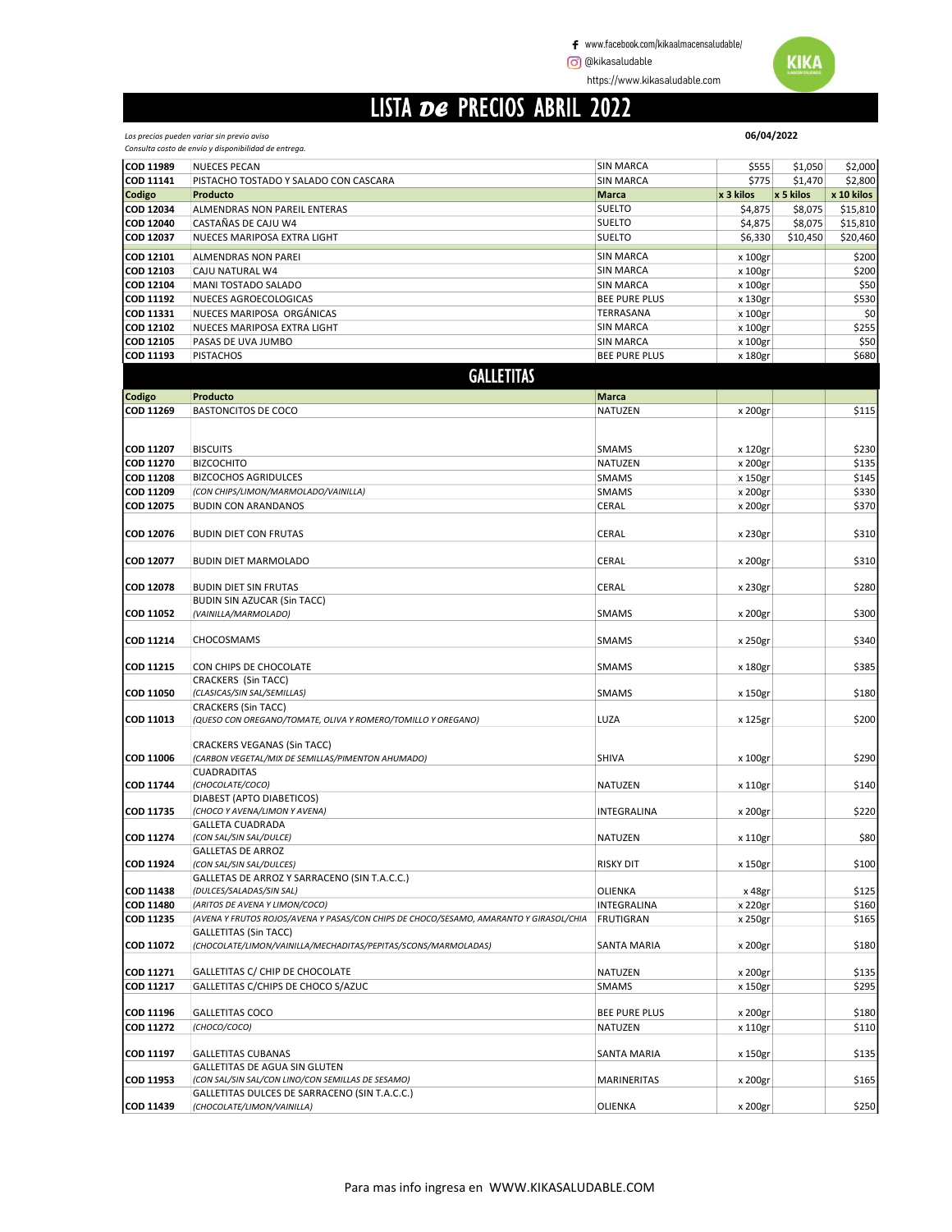www.facebook.com/kikaalmacensaludable/
@kikasaludable
https://www.kikasaludable.com

# LISTA DE PRECIOS ABRIL 2022

*Los precios pueden variar sin previo aviso*
*Consulta costo de envio y disponibilidad de entrega.*

**06/04/2022**

| | | | | | |
|---|---|---|---|---|---|
| **COD 11989** | NUECES PECAN | SIN MARCA | $555 | $1,050 | $2,000 |
| **COD 11141** | PISTACHO TOSTADO Y SALADO CON CASCARA | SIN MARCA | $775 | $1,470 | $2,800 |
| **Codigo** | **Producto** | **Marca** | **x 3 kilos** | **x 5 kilos** | **x 10 kilos** |
| **COD 12034** | ALMENDRAS NON PAREIL ENTERAS | SUELTO | $4,875 | $8,075 | $15,810 |
| **COD 12040** | CASTAÑAS DE CAJU W4 | SUELTO | $4,875 | $8,075 | $15,810 |
| **COD 12037** | NUECES MARIPOSA EXTRA LIGHT | SUELTO | $6,330 | $10,450 | $20,460 |
| **COD 12101** | ALMENDRAS NON PAREI | SIN MARCA | x 100gr | | $200 |
| **COD 12103** | CAJU NATURAL W4 | SIN MARCA | x 100gr | | $200 |
| **COD 12104** | MANI TOSTADO SALADO | SIN MARCA | x 100gr | | $50 |
| **COD 11192** | NUECES AGROECOLOGICAS | BEE PURE PLUS | x 130gr | | $530 |
| **COD 11331** | NUECES MARIPOSA ORGÁNICAS | TERRASANA | x 100gr | | $0 |
| **COD 12102** | NUECES MARIPOSA EXTRA LIGHT | SIN MARCA | x 100gr | | $255 |
| **COD 12105** | PASAS DE UVA JUMBO | SIN MARCA | x 100gr | | $50 |
| **COD 11193** | PISTACHOS | BEE PURE PLUS | x 180gr | | $680 |

## GALLETITAS

| Codigo | Producto | Marca | | | |
|---|---|---|---|---|---|
| **COD 11269** | BASTONCITOS DE COCO | NATUZEN | x 200gr | | $115 |
| **COD 11207** | BISCUITS | SMAMS | x 120gr | | $230 |
| **COD 11270** | BIZCOCHITO | NATUZEN | x 200gr | | $135 |
| **COD 11208** | BIZCOCHOS AGRIDULCES | SMAMS | x 150gr | | $145 |
| **COD 11209** | *(CON CHIPS/LIMON/MARMOLADO/VAINILLA)* | SMAMS | x 200gr | | $330 |
| **COD 12075** | BUDIN CON ARANDANOS | CERAL | x 200gr | | $370 |
| **COD 12076** | BUDIN DIET CON FRUTAS | CERAL | x 230gr | | $310 |
| **COD 12077** | BUDIN DIET MARMOLADO | CERAL | x 200gr | | $310 |
| **COD 12078** | BUDIN DIET SIN FRUTAS | CERAL | x 230gr | | $280 |
| **COD 11052** | BUDIN SIN AZUCAR (Sin TACC) *(VAINILLA/MARMOLADO)* | SMAMS | x 200gr | | $300 |
| **COD 11214** | CHOCOSMAMS | SMAMS | x 250gr | | $340 |
| **COD 11215** | CON CHIPS DE CHOCOLATE | SMAMS | x 180gr | | $385 |
| **COD 11050** | CRACKERS (Sin TACC) *(CLASICAS/SIN SAL/SEMILLAS)* | SMAMS | x 150gr | | $180 |
| **COD 11013** | CRACKERS (Sin TACC) *(QUESO CON OREGANO/TOMATE, OLIVA Y ROMERO/TOMILLO Y OREGANO)* | LUZA | x 125gr | | $200 |
| **COD 11006** | CRACKERS VEGANAS (Sin TACC) *(CARBON VEGETAL/MIX DE SEMILLAS/PIMENTON AHUMADO)* | SHIVA | x 100gr | | $290 |
| **COD 11744** | CUADRADITAS *(CHOCOLATE/COCO)* | NATUZEN | x 110gr | | $140 |
| **COD 11735** | DIABEST (APTO DIABETICOS) *(CHOCO Y AVENA/LIMON Y AVENA)* | INTEGRALINA | x 200gr | | $220 |
| **COD 11274** | GALLETA CUADRADA *(CON SAL/SIN SAL/DULCE)* | NATUZEN | x 110gr | | $80 |
| **COD 11924** | GALLETAS DE ARROZ *(CON SAL/SIN SAL/DULCES)* | RISKY DIT | x 150gr | | $100 |
| **COD 11438** | GALLETAS DE ARROZ Y SARRACENO (SIN T.A.C.C.) *(DULCES/SALADAS/SIN SAL)* | OLIENKA | x 48gr | | $125 |
| **COD 11480** | *(ARITOS DE AVENA Y LIMON/COCO)* | INTEGRALINA | x 220gr | | $160 |
| **COD 11235** | *(AVENA Y FRUTOS ROJOS/AVENA Y PASAS/CON CHIPS DE CHOCO/SESAMO, AMARANTO Y GIRASOL/CHIA* | FRUTIGRAN | x 250gr | | $165 |
| **COD 11072** | GALLETITAS (Sin TACC) *(CHOCOLATE/LIMON/VAINILLA/MECHADITAS/PEPITAS/SCONS/MARMOLADAS)* | SANTA MARIA | x 200gr | | $180 |
| **COD 11271** | GALLETITAS C/ CHIP DE CHOCOLATE | NATUZEN | x 200gr | | $135 |
| **COD 11217** | GALLETITAS C/CHIPS DE CHOCO S/AZUC | SMAMS | x 150gr | | $295 |
| **COD 11196** | GALLETITAS COCO | BEE PURE PLUS | x 200gr | | $180 |
| **COD 11272** | *(CHOCO/COCO)* | NATUZEN | x 110gr | | $110 |
| **COD 11197** | GALLETITAS CUBANAS | SANTA MARIA | x 150gr | | $135 |
| **COD 11953** | GALLETITAS DE AGUA SIN GLUTEN *(CON SAL/SIN SAL/CON LINO/CON SEMILLAS DE SESAMO)* | MARINERITAS | x 200gr | | $165 |
| **COD 11439** | GALLETITAS DULCES DE SARRACENO (SIN T.A.C.C.) *(CHOCOLATE/LIMON/VAINILLA)* | OLIENKA | x 200gr | | $250 |

Para mas info ingresa en WWW.KIKASALUDABLE.COM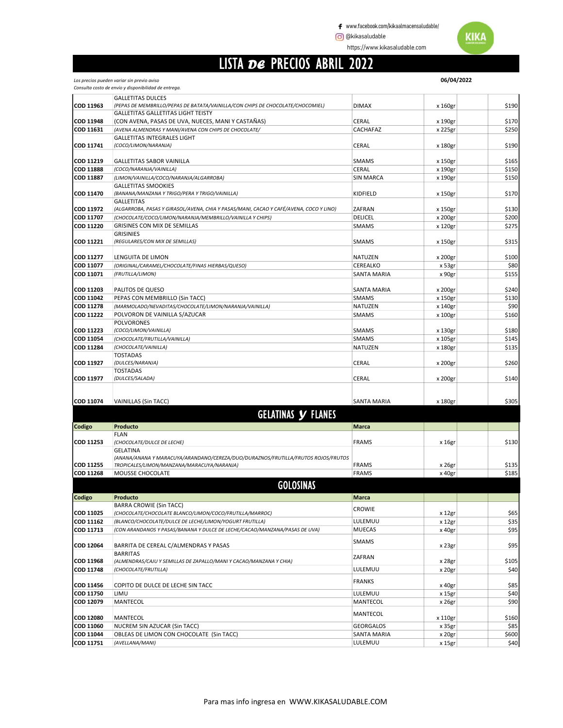www.facebook.com/kikaalmacensaludable/

@kikasaludable

https://www.kikasaludable.com

# LISTA DE PRECIOS ABRIL 2022

*Los precios pueden variar sin previo aviso*
*Consulta costo de envío y disponibilidad de entrega.*

**06/04/2022**

| | | | | | |
|---|---|---|---|---|---|
| **COD 11963** | GALLETITAS DULCES *(PEPAS DE MEMBRILLO/PEPAS DE BATATA/VAINILLA/CON CHIPS DE CHOCOLATE/CHOCOMIEL)* | DIMAX | x 160gr | | $190 |
| **COD 11948** | GALLETITAS GALLETITAS LIGHT TEISTY (CON AVENA, PASAS DE UVA, NUECES, MANI Y CASTAÑAS) | CERAL | x 190gr | | $170 |
| **COD 11631** | *(AVENA ALMENDRAS Y MANI/AVENA CON CHIPS DE CHOCOLATE/* | CACHAFAZ | x 225gr | | $250 |
| **COD 11741** | GALLETITAS INTEGRALES LIGHT *(COCO/LIMON/NARANJA)* | CERAL | x 180gr | | $190 |
| **COD 11219** | GALLETITAS SABOR VAINILLA | SMAMS | x 150gr | | $165 |
| **COD 11888** | *(COCO/NARANJA/VAINILLA)* | CERAL | x 190gr | | $150 |
| **COD 11887** | *(LIMON/VAINILLA/COCO/NARANJA/ALGARROBA)* | SIN MARCA | x 190gr | | $150 |
| **COD 11470** | GALLETITAS SMOOKIES *(BANANA/MANZANA Y TRIGO/PERA Y TRIGO/VAINILLA)* | KIDFIELD | x 150gr | | $170 |
| **COD 11972** | GALLETITAS *(ALGARROBA, PASAS Y GIRASOL/AVENA, CHIA Y PASAS/MANI, CACAO Y CAFÉ/AVENA, COCO Y LINO)* | ZAFRAN | x 150gr | | $130 |
| **COD 11707** | *(CHOCOLATE/COCO/LIMON/NARANJA/MEMBRILLO/VAINILLA Y CHIPS)* | DELICEL | x 200gr | | $200 |
| **COD 11220** | GRISINES CON MIX DE SEMILLAS | SMAMS | x 120gr | | $275 |
| **COD 11221** | GRISINIES *(REGULARES/CON MIX DE SEMILLAS)* | SMAMS | x 150gr | | $315 |
| **COD 11277** | LENGUITA DE LIMON | NATUZEN | x 200gr | | $100 |
| **COD 11077** | *(ORIGINAL/CARAMEL/CHOCOLATE/FINAS HIERBAS/QUESO)* | CEREALKO | x 53gr | | $80 |
| **COD 11071** | *(FRUTILLA/LIMON)* | SANTA MARIA | x 90gr | | $155 |
| **COD 11203** | PALITOS DE QUESO | SANTA MARIA | x 200gr | | $240 |
| **COD 11042** | PEPAS CON MEMBRILLO (Sin TACC) | SMAMS | x 150gr | | $130 |
| **COD 11278** | *(MARMOLADO/NEVADITAS/CHOCOLATE/LIMON/NARANJA/VAINILLA)* | NATUZEN | x 140gr | | $90 |
| **COD 11222** | POLVORON DE VAINILLA S/AZUCAR | SMAMS | x 100gr | | $160 |
| **COD 11223** | POLVORONES *(COCO/LIMON/VAINILLA)* | SMAMS | x 130gr | | $180 |
| **COD 11054** | *(CHOCOLATE/FRUTILLA/VAINILLA)* | SMAMS | x 105gr | | $145 |
| **COD 11284** | *(CHOCOLATE/VAINILLA)* | NATUZEN | x 180gr | | $135 |
| **COD 11927** | TOSTADAS *(DULCES/NARANJA)* | CERAL | x 200gr | | $260 |
| **COD 11977** | TOSTADAS *(DULCES/SALADA)* | CERAL | x 200gr | | $140 |
| **COD 11074** | VAINILLAS (Sin TACC) | SANTA MARIA | x 180gr | | $305 |

## GELATINAS Y FLANES

| Codigo | Producto | Marca | | | |
|---|---|---|---|---|---|
| **COD 11253** | FLAN *(CHOCOLATE/DULCE DE LECHE)* | FRAMS | x 16gr | | $130 |
| **COD 11255** | GELATINA *(ANANA/ANANA Y MARACUYA/ARANDANO/CEREZA/DUO/DURAZNOS/FRUTILLA/FRUTOS ROJOS/FRUTOS TROPICALES/LIMON/MANZANA/MARACUYA/NARANJA)* | FRAMS | x 26gr | | $135 |
| **COD 11268** | MOUSSE CHOCOLATE | FRAMS | x 40gr | | $185 |

## GOLOSINAS

| Codigo | Producto | Marca | | | |
|---|---|---|---|---|---|
| **COD 11025** | BARRA CROWIE (Sin TACC) *(CHOCOLATE/CHOCOLATE BLANCO/LIMON/COCO/FRUTILLA/MARROC)* | CROWIE | x 12gr | | $65 |
| **COD 11162** | *(BLANCO/CHOCOLATE/DULCE DE LECHE/LIMON/YOGURT FRUTILLA)* | LULEMUU | x 12gr | | $35 |
| **COD 11713** | *(CON ARANDANOS Y PASAS/BANANA Y DULCE DE LECHE/CACAO/MANZANA/PASAS DE UVA)* | MUECAS | x 40gr | | $95 |
| **COD 12064** | BARRITA DE CEREAL C/ALMENDRAS Y PASAS | SMAMS | x 23gr | | $95 |
| **COD 11968** | BARRITAS *(ALMENDRAS/CAJU Y SEMILLAS DE ZAPALLO/MANI Y CACAO/MANZANA Y CHIA)* | ZAFRAN | x 28gr | | $105 |
| **COD 11748** | *(CHOCOLATE/FRUTILLA)* | LULEMUU | x 20gr | | $40 |
| **COD 11456** | COPITO DE DULCE DE LECHE SIN TACC | FRANKS | x 40gr | | $85 |
| **COD 11750** | LIMU | LULEMUU | x 15gr | | $40 |
| **COD 12079** | MANTECOL | MANTECOL | x 26gr | | $90 |
| **COD 12080** | MANTECOL | MANTECOL | x 110gr | | $160 |
| **COD 11060** | NUCREM SIN AZUCAR (Sin TACC) | GEORGALOS | x 35gr | | $85 |
| **COD 11044** | OBLEAS DE LIMON CON CHOCOLATE (Sin TACC) | SANTA MARIA | x 20gr | | $600 |
| **COD 11751** | *(AVELLANA/MANI)* | LULEMUU | x 15gr | | $40 |

Para mas info ingresa en WWW.KIKASALUDABLE.COM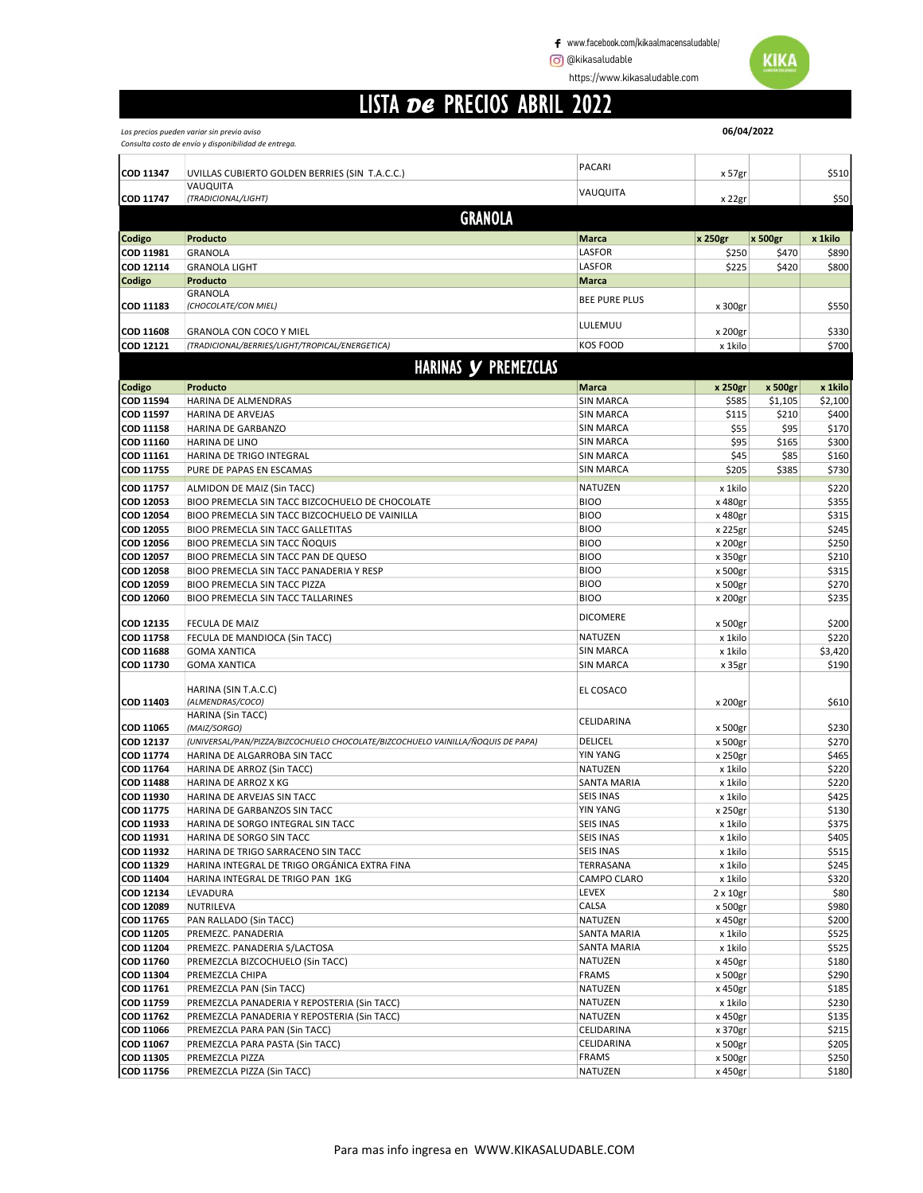www.facebook.com/kikaalmacensaludable/
@kikasaludable
https://www.kikasaludable.com

# LISTA DE PRECIOS ABRIL 2022

*Los precios pueden variar sin previo aviso*
*Consulta costo de envío y disponibilidad de entrega.*

**06/04/2022**

| | | | | | |
|---|---|---|---|---|---|
| **COD 11347** | UVILLAS CUBIERTO GOLDEN BERRIES (SIN T.A.C.C.) | PACARI | x 57gr | | $510 |
| **COD 11747** | VAUQUITA *(TRADICIONAL/LIGHT)* | VAUQUITA | x 22gr | | $50 |

## GRANOLA

| Codigo | Producto | Marca | x 250gr | x 500gr | x 1kilo |
|---|---|---|---|---|---|
| **COD 11981** | GRANOLA | LASFOR | $250 | $470 | $890 |
| **COD 12114** | GRANOLA LIGHT | LASFOR | $225 | $420 | $800 |
| **Codigo** | **Producto** | **Marca** | | | |
| **COD 11183** | GRANOLA *(CHOCOLATE/CON MIEL)* | BEE PURE PLUS | x 300gr | | $550 |
| **COD 11608** | GRANOLA CON COCO Y MIEL | LULEMUU | x 200gr | | $330 |
| **COD 12121** | *(TRADICIONAL/BERRIES/LIGHT/TROPICAL/ENERGETICA)* | KOS FOOD | x 1kilo | | $700 |

## HARINAS Y PREMEZCLAS

| Codigo | Producto | Marca | x 250gr | x 500gr | x 1kilo |
|---|---|---|---|---|---|
| **COD 11594** | HARINA DE ALMENDRAS | SIN MARCA | $585 | $1,105 | $2,100 |
| **COD 11597** | HARINA DE ARVEJAS | SIN MARCA | $115 | $210 | $400 |
| **COD 11158** | HARINA DE GARBANZO | SIN MARCA | $55 | $95 | $170 |
| **COD 11160** | HARINA DE LINO | SIN MARCA | $95 | $165 | $300 |
| **COD 11161** | HARINA DE TRIGO INTEGRAL | SIN MARCA | $45 | $85 | $160 |
| **COD 11755** | PURE DE PAPAS EN ESCAMAS | SIN MARCA | $205 | $385 | $730 |
| **COD 11757** | ALMIDON DE MAIZ (Sin TACC) | NATUZEN | x 1kilo | | $220 |
| **COD 12053** | BIOO PREMECLA SIN TACC BIZCOCHUELO DE CHOCOLATE | BIOO | x 480gr | | $355 |
| **COD 12054** | BIOO PREMECLA SIN TACC BIZCOCHUELO DE VAINILLA | BIOO | x 480gr | | $315 |
| **COD 12055** | BIOO PREMECLA SIN TACC GALLETITAS | BIOO | x 225gr | | $245 |
| **COD 12056** | BIOO PREMECLA SIN TACC ÑOQUIS | BIOO | x 200gr | | $250 |
| **COD 12057** | BIOO PREMECLA SIN TACC PAN DE QUESO | BIOO | x 350gr | | $210 |
| **COD 12058** | BIOO PREMECLA SIN TACC PANADERIA Y RESP | BIOO | x 500gr | | $315 |
| **COD 12059** | BIOO PREMECLA SIN TACC PIZZA | BIOO | x 500gr | | $270 |
| **COD 12060** | BIOO PREMECLA SIN TACC TALLARINES | BIOO | x 200gr | | $235 |
| **COD 12135** | FECULA DE MAIZ | DICOMERE | x 500gr | | $200 |
| **COD 11758** | FECULA DE MANDIOCA (Sin TACC) | NATUZEN | x 1kilo | | $220 |
| **COD 11688** | GOMA XANTICA | SIN MARCA | x 1kilo | | $3,420 |
| **COD 11730** | GOMA XANTICA | SIN MARCA | x 35gr | | $190 |
| **COD 11403** | HARINA (SIN T.A.C.C) *(ALMENDRAS/COCO)* | EL COSACO | x 200gr | | $610 |
| **COD 11065** | HARINA (Sin TACC) *(MAIZ/SORGO)* | CELIDARINA | x 500gr | | $230 |
| **COD 12137** | *(UNIVERSAL/PAN/PIZZA/BIZCOCHUELO CHOCOLATE/BIZCOCHUELO VAINILLA/ÑOQUIS DE PAPA)* | DELICEL | x 500gr | | $270 |
| **COD 11774** | HARINA DE ALGARROBA SIN TACC | YIN YANG | x 250gr | | $465 |
| **COD 11764** | HARINA DE ARROZ (Sin TACC) | NATUZEN | x 1kilo | | $220 |
| **COD 11488** | HARINA DE ARROZ X KG | SANTA MARIA | x 1kilo | | $220 |
| **COD 11930** | HARINA DE ARVEJAS SIN TACC | SEIS INAS | x 1kilo | | $425 |
| **COD 11775** | HARINA DE GARBANZOS SIN TACC | YIN YANG | x 250gr | | $130 |
| **COD 11933** | HARINA DE SORGO INTEGRAL SIN TACC | SEIS INAS | x 1kilo | | $375 |
| **COD 11931** | HARINA DE SORGO SIN TACC | SEIS INAS | x 1kilo | | $405 |
| **COD 11932** | HARINA DE TRIGO SARRACENO SIN TACC | SEIS INAS | x 1kilo | | $515 |
| **COD 11329** | HARINA INTEGRAL DE TRIGO ORGÁNICA EXTRA FINA | TERRASANA | x 1kilo | | $245 |
| **COD 11404** | HARINA INTEGRAL DE TRIGO PAN 1KG | CAMPO CLARO | x 1kilo | | $320 |
| **COD 12134** | LEVADURA | LEVEX | 2 x 10gr | | $80 |
| **COD 12089** | NUTRILEVA | CALSA | x 500gr | | $980 |
| **COD 11765** | PAN RALLADO (Sin TACC) | NATUZEN | x 450gr | | $200 |
| **COD 11205** | PREMEZC. PANADERIA | SANTA MARIA | x 1kilo | | $525 |
| **COD 11204** | PREMEZC. PANADERIA S/LACTOSA | SANTA MARIA | x 1kilo | | $525 |
| **COD 11760** | PREMEZCLA BIZCOCHUELO (Sin TACC) | NATUZEN | x 450gr | | $180 |
| **COD 11304** | PREMEZCLA CHIPA | FRAMS | x 500gr | | $290 |
| **COD 11761** | PREMEZCLA PAN (Sin TACC) | NATUZEN | x 450gr | | $185 |
| **COD 11759** | PREMEZCLA PANADERIA Y REPOSTERIA (Sin TACC) | NATUZEN | x 1kilo | | $230 |
| **COD 11762** | PREMEZCLA PANADERIA Y REPOSTERIA (Sin TACC) | NATUZEN | x 450gr | | $135 |
| **COD 11066** | PREMEZCLA PARA PAN (Sin TACC) | CELIDARINA | x 370gr | | $215 |
| **COD 11067** | PREMEZCLA PARA PASTA (Sin TACC) | CELIDARINA | x 500gr | | $205 |
| **COD 11305** | PREMEZCLA PIZZA | FRAMS | x 500gr | | $250 |
| **COD 11756** | PREMEZCLA PIZZA (Sin TACC) | NATUZEN | x 450gr | | $180 |

Para mas info ingresa en WWW.KIKASALUDABLE.COM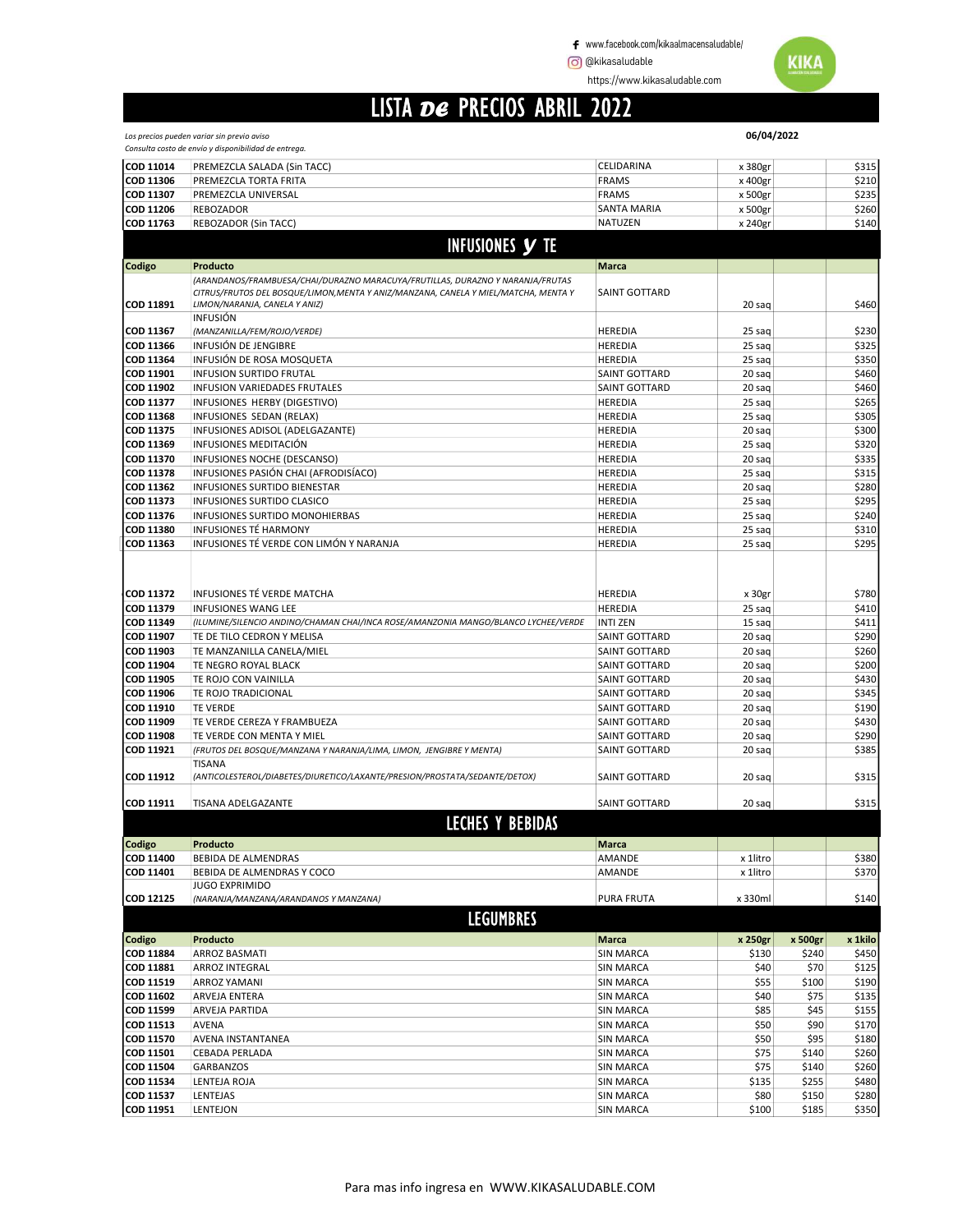www.facebook.com/kikaalmacensaludable/

@kikasaludable

https://www.kikasaludable.com

# LISTA DE PRECIOS ABRIL 2022

*Los precios pueden variar sin previo aviso*
*Consulta costo de envío y disponibilidad de entrega.*

**06/04/2022**

| | | | | | |
|---|---|---|---|---|---|
| **COD 11014** | PREMEZCLA SALADA (Sin TACC) | CELIDARINA | x 380gr | | $315 |
| **COD 11306** | PREMEZCLA TORTA FRITA | FRAMS | x 400gr | | $210 |
| **COD 11307** | PREMEZCLA UNIVERSAL | FRAMS | x 500gr | | $235 |
| **COD 11206** | REBOZADOR | SANTA MARIA | x 500gr | | $260 |
| **COD 11763** | REBOZADOR (Sin TACC) | NATUZEN | x 240gr | | $140 |

## INFUSIONES Y TE

| Codigo | Producto | Marca | | | |
|---|---|---|---|---|---|
| **COD 11891** | *(ARANDANOS/FRAMBUESA/CHAI/DURAZNO MARACUYA/FRUTILLAS, DURAZNO Y NARANJA/FRUTAS CITRUS/FRUTOS DEL BOSQUE/LIMON,MENTA Y ANIZ/MANZANA, CANELA Y MIEL/MATCHA, MENTA Y LIMON/NARANJA, CANELA Y ANIZ)* | SAINT GOTTARD | 20 saq | | $460 |
| **COD 11367** | INFUSIÓN *(MANZANILLA/FEM/ROJO/VERDE)* | HEREDIA | 25 saq | | $230 |
| **COD 11366** | INFUSIÓN DE JENGIBRE | HEREDIA | 25 saq | | $325 |
| **COD 11364** | INFUSIÓN DE ROSA MOSQUETA | HEREDIA | 25 saq | | $350 |
| **COD 11901** | INFUSION SURTIDO FRUTAL | SAINT GOTTARD | 20 saq | | $460 |
| **COD 11902** | INFUSION VARIEDADES FRUTALES | SAINT GOTTARD | 20 saq | | $460 |
| **COD 11377** | INFUSIONES HERBY (DIGESTIVO) | HEREDIA | 25 saq | | $265 |
| **COD 11368** | INFUSIONES SEDAN (RELAX) | HEREDIA | 25 saq | | $305 |
| **COD 11375** | INFUSIONES ADISOL (ADELGAZANTE) | HEREDIA | 20 saq | | $300 |
| **COD 11369** | INFUSIONES MEDITACIÓN | HEREDIA | 25 saq | | $320 |
| **COD 11370** | INFUSIONES NOCHE (DESCANSO) | HEREDIA | 20 saq | | $335 |
| **COD 11378** | INFUSIONES PASIÓN CHAI (AFRODISÍACO) | HEREDIA | 25 saq | | $315 |
| **COD 11362** | INFUSIONES SURTIDO BIENESTAR | HEREDIA | 20 saq | | $280 |
| **COD 11373** | INFUSIONES SURTIDO CLASICO | HEREDIA | 25 saq | | $295 |
| **COD 11376** | INFUSIONES SURTIDO MONOHIERBAS | HEREDIA | 25 saq | | $240 |
| **COD 11380** | INFUSIONES TÉ HARMONY | HEREDIA | 25 saq | | $310 |
| **COD 11363** | INFUSIONES TÉ VERDE CON LIMÓN Y NARANJA | HEREDIA | 25 saq | | $295 |
| **COD 11372** | INFUSIONES TÉ VERDE MATCHA | HEREDIA | x 30gr | | $780 |
| **COD 11379** | INFUSIONES WANG LEE | HEREDIA | 25 saq | | $410 |
| **COD 11349** | *(ILUMINE/SILENCIO ANDINO/CHAMAN CHAI/INCA ROSE/AMANZONIA MANGO/BLANCO LYCHEE/VERDE* | INTI ZEN | 15 saq | | $411 |
| **COD 11907** | TE DE TILO CEDRON Y MELISA | SAINT GOTTARD | 20 saq | | $290 |
| **COD 11903** | TE MANZANILLA CANELA/MIEL | SAINT GOTTARD | 20 saq | | $260 |
| **COD 11904** | TE NEGRO ROYAL BLACK | SAINT GOTTARD | 20 saq | | $200 |
| **COD 11905** | TE ROJO CON VAINILLA | SAINT GOTTARD | 20 saq | | $430 |
| **COD 11906** | TE ROJO TRADICIONAL | SAINT GOTTARD | 20 saq | | $345 |
| **COD 11910** | TE VERDE | SAINT GOTTARD | 20 saq | | $190 |
| **COD 11909** | TE VERDE CEREZA Y FRAMBUEZA | SAINT GOTTARD | 20 saq | | $430 |
| **COD 11908** | TE VERDE CON MENTA Y MIEL | SAINT GOTTARD | 20 saq | | $290 |
| **COD 11921** | *(FRUTOS DEL BOSQUE/MANZANA Y NARANJA/LIMA, LIMON, JENGIBRE Y MENTA)* | SAINT GOTTARD | 20 saq | | $385 |
| **COD 11912** | TISANA *(ANTICOLESTEROL/DIABETES/DIURETICO/LAXANTE/PRESION/PROSTATA/SEDANTE/DETOX)* | SAINT GOTTARD | 20 saq | | $315 |
| **COD 11911** | TISANA ADELGAZANTE | SAINT GOTTARD | 20 saq | | $315 |

## LECHES Y BEBIDAS

| Codigo | Producto | Marca | | | |
|---|---|---|---|---|---|
| **COD 11400** | BEBIDA DE ALMENDRAS | AMANDE | x 1litro | | $380 |
| **COD 11401** | BEBIDA DE ALMENDRAS Y COCO | AMANDE | x 1litro | | $370 |
| **COD 12125** | JUGO EXPRIMIDO *(NARANJA/MANZANA/ARANDANOS Y MANZANA)* | PURA FRUTA | x 330ml | | $140 |

## LEGUMBRES

| Codigo | Producto | Marca | x 250gr | x 500gr | x 1kilo |
|---|---|---|---|---|---|
| **COD 11884** | ARROZ BASMATI | SIN MARCA | $130 | $240 | $450 |
| **COD 11881** | ARROZ INTEGRAL | SIN MARCA | $40 | $70 | $125 |
| **COD 11519** | ARROZ YAMANI | SIN MARCA | $55 | $100 | $190 |
| **COD 11602** | ARVEJA ENTERA | SIN MARCA | $40 | $75 | $135 |
| **COD 11599** | ARVEJA PARTIDA | SIN MARCA | $85 | $45 | $155 |
| **COD 11513** | AVENA | SIN MARCA | $50 | $90 | $170 |
| **COD 11570** | AVENA INSTANTANEA | SIN MARCA | $50 | $95 | $180 |
| **COD 11501** | CEBADA PERLADA | SIN MARCA | $75 | $140 | $260 |
| **COD 11504** | GARBANZOS | SIN MARCA | $75 | $140 | $260 |
| **COD 11534** | LENTEJA ROJA | SIN MARCA | $135 | $255 | $480 |
| **COD 11537** | LENTEJAS | SIN MARCA | $80 | $150 | $280 |
| **COD 11951** | LENTEJON | SIN MARCA | $100 | $185 | $350 |

Para mas info ingresa en WWW.KIKASALUDABLE.COM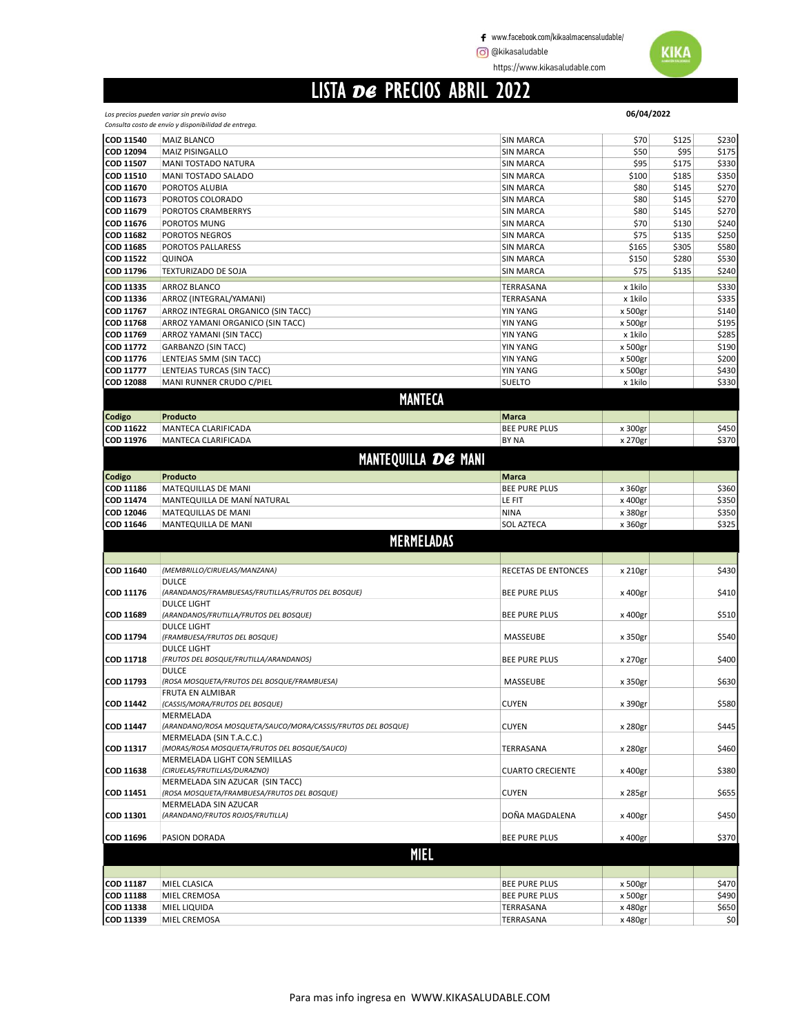www.facebook.com/kikaalmacensaludable/

@kikasaludable

https://www.kikasaludable.com

KIKA

# LISTA DE PRECIOS ABRIL 2022

*Los precios pueden variar sin previo aviso*
*Consulta costo de envío y disponibilidad de entrega.*

**06/04/2022**

| | | | | | |
|---|---|---|---|---|---|
| **COD 11540** | MAIZ BLANCO | SIN MARCA | $70 | $125 | $230 |
| **COD 12094** | MAIZ PISINGALLO | SIN MARCA | $50 | $95 | $175 |
| **COD 11507** | MANI TOSTADO NATURA | SIN MARCA | $95 | $175 | $330 |
| **COD 11510** | MANI TOSTADO SALADO | SIN MARCA | $100 | $185 | $350 |
| **COD 11670** | POROTOS ALUBIA | SIN MARCA | $80 | $145 | $270 |
| **COD 11673** | POROTOS COLORADO | SIN MARCA | $80 | $145 | $270 |
| **COD 11679** | POROTOS CRAMBERRYS | SIN MARCA | $80 | $145 | $270 |
| **COD 11676** | POROTOS MUNG | SIN MARCA | $70 | $130 | $240 |
| **COD 11682** | POROTOS NEGROS | SIN MARCA | $75 | $135 | $250 |
| **COD 11685** | POROTOS PALLARESS | SIN MARCA | $165 | $305 | $580 |
| **COD 11522** | QUINOA | SIN MARCA | $150 | $280 | $530 |
| **COD 11796** | TEXTURIZADO DE SOJA | SIN MARCA | $75 | $135 | $240 |
| **COD 11335** | ARROZ BLANCO | TERRASANA | x 1kilo | | $330 |
| **COD 11336** | ARROZ (INTEGRAL/YAMANI) | TERRASANA | x 1kilo | | $335 |
| **COD 11767** | ARROZ INTEGRAL ORGANICO (SIN TACC) | YIN YANG | x 500gr | | $140 |
| **COD 11768** | ARROZ YAMANI ORGANICO (SIN TACC) | YIN YANG | x 500gr | | $195 |
| **COD 11769** | ARROZ YAMANI (SIN TACC) | YIN YANG | x 1kilo | | $285 |
| **COD 11772** | GARBANZO (SIN TACC) | YIN YANG | x 500gr | | $190 |
| **COD 11776** | LENTEJAS 5MM (SIN TACC) | YIN YANG | x 500gr | | $200 |
| **COD 11777** | LENTEJAS TURCAS (SIN TACC) | YIN YANG | x 500gr | | $430 |
| **COD 12088** | MANI RUNNER CRUDO C/PIEL | SUELTO | x 1kilo | | $330 |

## MANTECA

| Codigo | Producto | Marca | | | |
|---|---|---|---|---|---|
| **COD 11622** | MANTECA CLARIFICADA | BEE PURE PLUS | x 300gr | | $450 |
| **COD 11976** | MANTECA CLARIFICADA | BY NA | x 270gr | | $370 |

## MANTEQUILLA DE MANI

| Codigo | Producto | Marca | | | |
|---|---|---|---|---|---|
| **COD 11186** | MATEQUILLAS DE MANI | BEE PURE PLUS | x 360gr | | $360 |
| **COD 11474** | MANTEQUILLA DE MANÍ NATURAL | LE FIT | x 400gr | | $350 |
| **COD 12046** | MATEQUILLAS DE MANI | NINA | x 380gr | | $350 |
| **COD 11646** | MANTEQUILLA DE MANI | SOL AZTECA | x 360gr | | $325 |

## MERMELADAS

| | | | | | |
|---|---|---|---|---|---|
| **COD 11640** | *(MEMBRILLO/CIRUELAS/MANZANA)* | RECETAS DE ENTONCES | x 210gr | | $430 |
| **COD 11176** | DULCE *(ARANDANOS/FRAMBUESAS/FRUTILLAS/FRUTOS DEL BOSQUE)* | BEE PURE PLUS | x 400gr | | $410 |
| **COD 11689** | DULCE LIGHT *(ARANDANOS/FRUTILLA/FRUTOS DEL BOSQUE)* | BEE PURE PLUS | x 400gr | | $510 |
| **COD 11794** | DULCE LIGHT *(FRAMBUESA/FRUTOS DEL BOSQUE)* | MASSEUBE | x 350gr | | $540 |
| **COD 11718** | DULCE LIGHT *(FRUTOS DEL BOSQUE/FRUTILLA/ARANDANOS)* | BEE PURE PLUS | x 270gr | | $400 |
| **COD 11793** | DULCE *(ROSA MOSQUETA/FRUTOS DEL BOSQUE/FRAMBUESA)* | MASSEUBE | x 350gr | | $630 |
| **COD 11442** | FRUTA EN ALMIBAR *(CASSIS/MORA/FRUTOS DEL BOSQUE)* | CUYEN | x 390gr | | $580 |
| **COD 11447** | MERMELADA *(ARANDANO/ROSA MOSQUETA/SAUCO/MORA/CASSIS/FRUTOS DEL BOSQUE)* | CUYEN | x 280gr | | $445 |
| **COD 11317** | MERMELADA (SIN T.A.C.C.) *(MORAS/ROSA MOSQUETA/FRUTOS DEL BOSQUE/SAUCO)* | TERRASANA | x 280gr | | $460 |
| **COD 11638** | MERMELADA LIGHT CON SEMILLAS *(CIRUELAS/FRUTILLAS/DURAZNO)* | CUARTO CRECIENTE | x 400gr | | $380 |
| **COD 11451** | MERMELADA SIN AZUCAR (SIN TACC) *(ROSA MOSQUETA/FRAMBUESA/FRUTOS DEL BOSQUE)* | CUYEN | x 285gr | | $655 |
| **COD 11301** | MERMELADA SIN AZUCAR *(ARANDANO/FRUTOS ROJOS/FRUTILLA)* | DOÑA MAGDALENA | x 400gr | | $450 |
| **COD 11696** | PASION DORADA | BEE PURE PLUS | x 400gr | | $370 |

## MIEL

| | | | | | |
|---|---|---|---|---|---|
| **COD 11187** | MIEL CLASICA | BEE PURE PLUS | x 500gr | | $470 |
| **COD 11188** | MIEL CREMOSA | BEE PURE PLUS | x 500gr | | $490 |
| **COD 11338** | MIEL LIQUIDA | TERRASANA | x 480gr | | $650 |
| **COD 11339** | MIEL CREMOSA | TERRASANA | x 480gr | | $0 |

Para mas info ingresa en WWW.KIKASALUDABLE.COM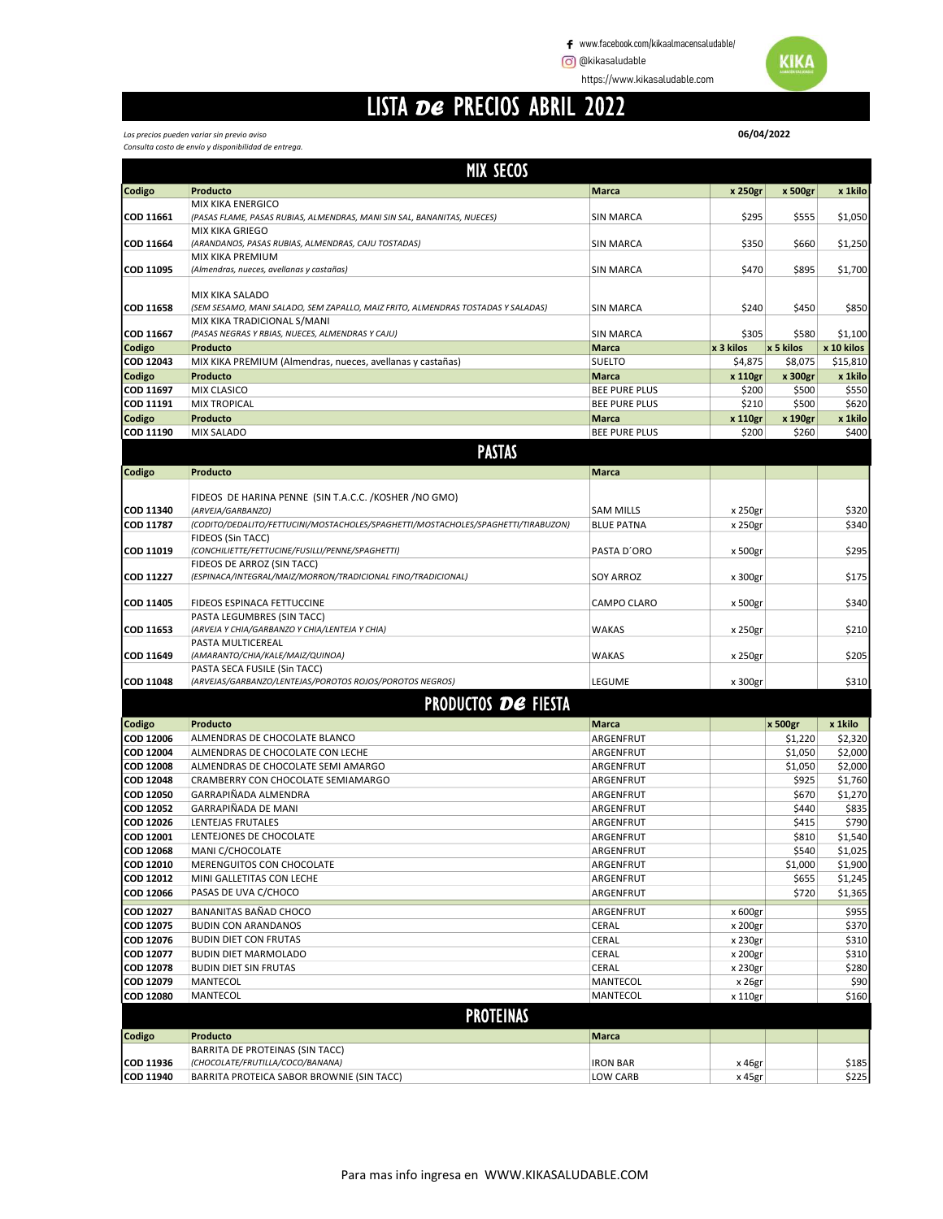www.facebook.com/kikaalmacensaludable/
@kikasaludable
https://www.kikasaludable.com

# LISTA DE PRECIOS ABRIL 2022

*Los precios pueden variar sin previo aviso*
*Consulta costo de envío y disponibilidad de entrega.*

**06/04/2022**

## MIX SECOS

| Codigo | Producto | Marca | x 250gr | x 500gr | x 1kilo |
|---|---|---|---|---|---|
| COD 11661 | MIX KIKA ENERGICO *(PASAS FLAME, PASAS RUBIAS, ALMENDRAS, MANI SIN SAL, BANANITAS, NUECES)* | SIN MARCA | $295 | $555 | $1,050 |
| COD 11664 | MIX KIKA GRIEGO *(ARANDANOS, PASAS RUBIAS, ALMENDRAS, CAJU TOSTADAS)* | SIN MARCA | $350 | $660 | $1,250 |
| COD 11095 | MIX KIKA PREMIUM *(Almendras, nueces, avellanas y castañas)* | SIN MARCA | $470 | $895 | $1,700 |
| COD 11658 | MIX KIKA SALADO *(SEM SESAMO, MANI SALADO, SEM ZAPALLO, MAIZ FRITO, ALMENDRAS TOSTADAS Y SALADAS)* | SIN MARCA | $240 | $450 | $850 |
| COD 11667 | MIX KIKA TRADICIONAL S/MANI *(PASAS NEGRAS Y RBIAS, NUECES, ALMENDRAS Y CAJU)* | SIN MARCA | $305 | $580 | $1,100 |
| **Codigo** | **Producto** | **Marca** | **x 3 kilos** | **x 5 kilos** | **x 10 kilos** |
| COD 12043 | MIX KIKA PREMIUM (Almendras, nueces, avellanas y castañas) | SUELTO | $4,875 | $8,075 | $15,810 |
| **Codigo** | **Producto** | **Marca** | **x 110gr** | **x 300gr** | **x 1kilo** |
| COD 11697 | MIX CLASICO | BEE PURE PLUS | $200 | $500 | $550 |
| COD 11191 | MIX TROPICAL | BEE PURE PLUS | $210 | $500 | $620 |
| **Codigo** | **Producto** | **Marca** | **x 110gr** | **x 190gr** | **x 1kilo** |
| COD 11190 | MIX SALADO | BEE PURE PLUS | $200 | $260 | $400 |

## PASTAS

| Codigo | Producto | Marca | | | |
|---|---|---|---|---|---|
| COD 11340 | FIDEOS DE HARINA PENNE (SIN T.A.C.C. /KOSHER /NO GMO) *(ARVEJA/GARBANZO)* | SAM MILLS | x 250gr | | $320 |
| COD 11787 | *(CODITO/DEDALITO/FETTUCINI/MOSTACHOLES/SPAGHETTI/MOSTACHOLES/SPAGHETTI/TIRABUZON)* | BLUE PATNA | x 250gr | | $340 |
| COD 11019 | FIDEOS (Sin TACC) *(CONCHILIETTE/FETTUCINE/FUSILLI/PENNE/SPAGHETTI)* | PASTA D´ORO | x 500gr | | $295 |
| COD 11227 | FIDEOS DE ARROZ (SIN TACC) *(ESPINACA/INTEGRAL/MAIZ/MORRON/TRADICIONAL FINO/TRADICIONAL)* | SOY ARROZ | x 300gr | | $175 |
| COD 11405 | FIDEOS ESPINACA FETTUCCINE | CAMPO CLARO | x 500gr | | $340 |
| COD 11653 | PASTA LEGUMBRES (SIN TACC) *(ARVEJA Y CHIA/GARBANZO Y CHIA/LENTEJA Y CHIA)* | WAKAS | x 250gr | | $210 |
| COD 11649 | PASTA MULTICEREAL *(AMARANTO/CHIA/KALE/MAIZ/QUINOA)* | WAKAS | x 250gr | | $205 |
| COD 11048 | PASTA SECA FUSILE (Sin TACC) *(ARVEJAS/GARBANZO/LENTEJAS/POROTOS ROJOS/POROTOS NEGROS)* | LEGUME | x 300gr | | $310 |

## PRODUCTOS DE FIESTA

| Codigo | Producto | Marca | | x 500gr | x 1kilo |
|---|---|---|---|---|---|
| COD 12006 | ALMENDRAS DE CHOCOLATE BLANCO | ARGENFRUT | | $1,220 | $2,320 |
| COD 12004 | ALMENDRAS DE CHOCOLATE CON LECHE | ARGENFRUT | | $1,050 | $2,000 |
| COD 12008 | ALMENDRAS DE CHOCOLATE SEMI AMARGO | ARGENFRUT | | $1,050 | $2,000 |
| COD 12048 | CRAMBERRY CON CHOCOLATE SEMIAMARGO | ARGENFRUT | | $925 | $1,760 |
| COD 12050 | GARRAPIÑADA ALMENDRA | ARGENFRUT | | $670 | $1,270 |
| COD 12052 | GARRAPIÑADA DE MANI | ARGENFRUT | | $440 | $835 |
| COD 12026 | LENTEJAS FRUTALES | ARGENFRUT | | $415 | $790 |
| COD 12001 | LENTEJONES DE CHOCOLATE | ARGENFRUT | | $810 | $1,540 |
| COD 12068 | MANI C/CHOCOLATE | ARGENFRUT | | $540 | $1,025 |
| COD 12010 | MERENGUITOS CON CHOCOLATE | ARGENFRUT | | $1,000 | $1,900 |
| COD 12012 | MINI GALLETITAS CON LECHE | ARGENFRUT | | $655 | $1,245 |
| COD 12066 | PASAS DE UVA C/CHOCO | ARGENFRUT | | $720 | $1,365 |
| COD 12027 | BANANITAS BAÑAD CHOCO | ARGENFRUT | x 600gr | | $955 |
| COD 12075 | BUDIN CON ARANDANOS | CERAL | x 200gr | | $370 |
| COD 12076 | BUDIN DIET CON FRUTAS | CERAL | x 230gr | | $310 |
| COD 12077 | BUDIN DIET MARMOLADO | CERAL | x 200gr | | $310 |
| COD 12078 | BUDIN DIET SIN FRUTAS | CERAL | x 230gr | | $280 |
| COD 12079 | MANTECOL | MANTECOL | x 26gr | | $90 |
| COD 12080 | MANTECOL | MANTECOL | x 110gr | | $160 |

## PROTEINAS

| Codigo | Producto | Marca | | | |
|---|---|---|---|---|---|
| COD 11936 | BARRITA DE PROTEINAS (SIN TACC) *(CHOCOLATE/FRUTILLA/COCO/BANANA)* | IRON BAR | x 46gr | | $185 |
| COD 11940 | BARRITA PROTEICA SABOR BROWNIE (SIN TACC) | LOW CARB | x 45gr | | $225 |

Para mas info ingresa en WWW.KIKASALUDABLE.COM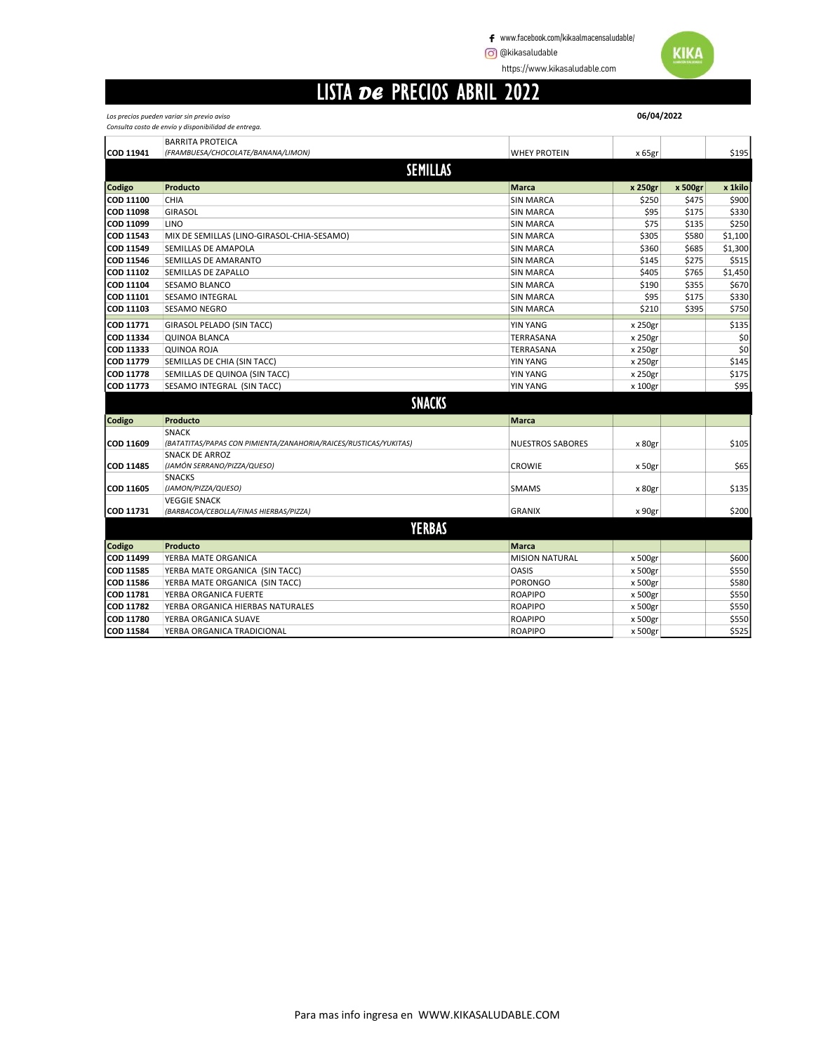www.facebook.com/kikaalmacensaludable/

@kikasaludable

https://www.kikasaludable.com

# LISTA DE PRECIOS ABRIL 2022

*Los precios pueden variar sin previo aviso*
*Consulta costo de envío y disponibilidad de entrega.*

**06/04/2022**

| | | | | | |
|---|---|---|---|---|---|
| COD 11941 | BARRITA PROTEICA (FRAMBUESA/CHOCOLATE/BANANA/LIMON) | WHEY PROTEIN | x 65gr | | $195 |

## SEMILLAS

| Codigo | Producto | Marca | x 250gr | x 500gr | x 1kilo |
|---|---|---|---|---|---|
| COD 11100 | CHIA | SIN MARCA | $250 | $475 | $900 |
| COD 11098 | GIRASOL | SIN MARCA | $95 | $175 | $330 |
| COD 11099 | LINO | SIN MARCA | $75 | $135 | $250 |
| COD 11543 | MIX DE SEMILLAS (LINO-GIRASOL-CHIA-SESAMO) | SIN MARCA | $305 | $580 | $1,100 |
| COD 11549 | SEMILLAS DE AMAPOLA | SIN MARCA | $360 | $685 | $1,300 |
| COD 11546 | SEMILLAS DE AMARANTO | SIN MARCA | $145 | $275 | $515 |
| COD 11102 | SEMILLAS DE ZAPALLO | SIN MARCA | $405 | $765 | $1,450 |
| COD 11104 | SESAMO BLANCO | SIN MARCA | $190 | $355 | $670 |
| COD 11101 | SESAMO INTEGRAL | SIN MARCA | $95 | $175 | $330 |
| COD 11103 | SESAMO NEGRO | SIN MARCA | $210 | $395 | $750 |
| COD 11771 | GIRASOL PELADO (SIN TACC) | YIN YANG | x 250gr | | $135 |
| COD 11334 | QUINOA BLANCA | TERRASANA | x 250gr | | $0 |
| COD 11333 | QUINOA ROJA | TERRASANA | x 250gr | | $0 |
| COD 11779 | SEMILLAS DE CHIA (SIN TACC) | YIN YANG | x 250gr | | $145 |
| COD 11778 | SEMILLAS DE QUINOA (SIN TACC) | YIN YANG | x 250gr | | $175 |
| COD 11773 | SESAMO INTEGRAL (SIN TACC) | YIN YANG | x 100gr | | $95 |

## SNACKS

| Codigo | Producto | Marca | | | |
|---|---|---|---|---|---|
| COD 11609 | SNACK (BATATITAS/PAPAS CON PIMIENTA/ZANAHORIA/RAICES/RUSTICAS/YUKITAS) | NUESTROS SABORES | x 80gr | | $105 |
| COD 11485 | SNACK DE ARROZ (JAMÓN SERRANO/PIZZA/QUESO) | CROWIE | x 50gr | | $65 |
| COD 11605 | SNACKS (JAMON/PIZZA/QUESO) | SMAMS | x 80gr | | $135 |
| COD 11731 | VEGGIE SNACK (BARBACOA/CEBOLLA/FINAS HIERBAS/PIZZA) | GRANIX | x 90gr | | $200 |

## YERBAS

| Codigo | Producto | Marca | | | |
|---|---|---|---|---|---|
| COD 11499 | YERBA MATE ORGANICA | MISION NATURAL | x 500gr | | $600 |
| COD 11585 | YERBA MATE ORGANICA (SIN TACC) | OASIS | x 500gr | | $550 |
| COD 11586 | YERBA MATE ORGANICA (SIN TACC) | PORONGO | x 500gr | | $580 |
| COD 11781 | YERBA ORGANICA FUERTE | ROAPIPO | x 500gr | | $550 |
| COD 11782 | YERBA ORGANICA HIERBAS NATURALES | ROAPIPO | x 500gr | | $550 |
| COD 11780 | YERBA ORGANICA SUAVE | ROAPIPO | x 500gr | | $550 |
| COD 11584 | YERBA ORGANICA TRADICIONAL | ROAPIPO | x 500gr | | $525 |

Para mas info ingresa en WWW.KIKASALUDABLE.COM